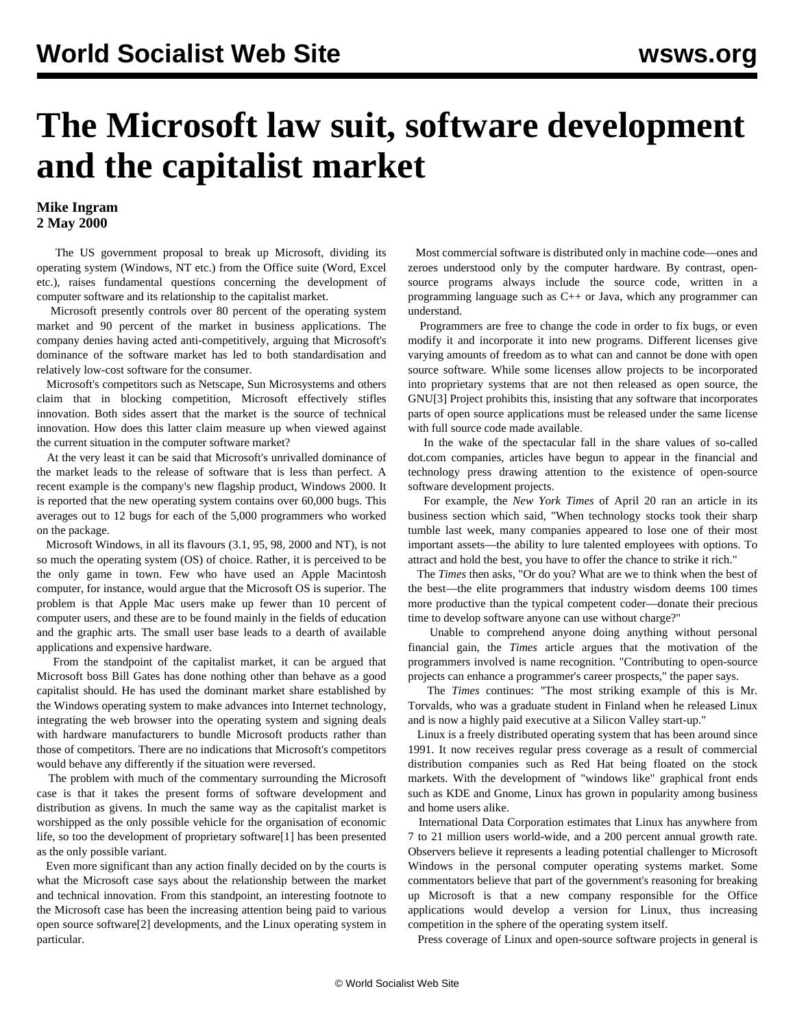# The Microsoft law suit, software development and the capitalist market

**Mike Ingram**
**2 May 2000**

The US government proposal to break up Microsoft, dividing its operating system (Windows, NT etc.) from the Office suite (Word, Excel etc.), raises fundamental questions concerning the development of computer software and its relationship to the capitalist market.

Microsoft presently controls over 80 percent of the operating system market and 90 percent of the market in business applications. The company denies having acted anti-competitively, arguing that Microsoft's dominance of the software market has led to both standardisation and relatively low-cost software for the consumer.

Microsoft's competitors such as Netscape, Sun Microsystems and others claim that in blocking competition, Microsoft effectively stifles innovation. Both sides assert that the market is the source of technical innovation. How does this latter claim measure up when viewed against the current situation in the computer software market?

At the very least it can be said that Microsoft's unrivalled dominance of the market leads to the release of software that is less than perfect. A recent example is the company's new flagship product, Windows 2000. It is reported that the new operating system contains over 60,000 bugs. This averages out to 12 bugs for each of the 5,000 programmers who worked on the package.

Microsoft Windows, in all its flavours (3.1, 95, 98, 2000 and NT), is not so much the operating system (OS) of choice. Rather, it is perceived to be the only game in town. Few who have used an Apple Macintosh computer, for instance, would argue that the Microsoft OS is superior. The problem is that Apple Mac users make up fewer than 10 percent of computer users, and these are to be found mainly in the fields of education and the graphic arts. The small user base leads to a dearth of available applications and expensive hardware.

From the standpoint of the capitalist market, it can be argued that Microsoft boss Bill Gates has done nothing other than behave as a good capitalist should. He has used the dominant market share established by the Windows operating system to make advances into Internet technology, integrating the web browser into the operating system and signing deals with hardware manufacturers to bundle Microsoft products rather than those of competitors. There are no indications that Microsoft's competitors would behave any differently if the situation were reversed.

The problem with much of the commentary surrounding the Microsoft case is that it takes the present forms of software development and distribution as givens. In much the same way as the capitalist market is worshipped as the only possible vehicle for the organisation of economic life, so too the development of proprietary software[1] has been presented as the only possible variant.

Even more significant than any action finally decided on by the courts is what the Microsoft case says about the relationship between the market and technical innovation. From this standpoint, an interesting footnote to the Microsoft case has been the increasing attention being paid to various open source software[2] developments, and the Linux operating system in particular.

Most commercial software is distributed only in machine code—ones and zeroes understood only by the computer hardware. By contrast, open-source programs always include the source code, written in a programming language such as C++ or Java, which any programmer can understand.

Programmers are free to change the code in order to fix bugs, or even modify it and incorporate it into new programs. Different licenses give varying amounts of freedom as to what can and cannot be done with open source software. While some licenses allow projects to be incorporated into proprietary systems that are not then released as open source, the GNU[3] Project prohibits this, insisting that any software that incorporates parts of open source applications must be released under the same license with full source code made available.

In the wake of the spectacular fall in the share values of so-called dot.com companies, articles have begun to appear in the financial and technology press drawing attention to the existence of open-source software development projects.

For example, the *New York Times* of April 20 ran an article in its business section which said, "When technology stocks took their sharp tumble last week, many companies appeared to lose one of their most important assets—the ability to lure talented employees with options. To attract and hold the best, you have to offer the chance to strike it rich."

The *Times* then asks, "Or do you? What are we to think when the best of the best—the elite programmers that industry wisdom deems 100 times more productive than the typical competent coder—donate their precious time to develop software anyone can use without charge?"

Unable to comprehend anyone doing anything without personal financial gain, the *Times* article argues that the motivation of the programmers involved is name recognition. "Contributing to open-source projects can enhance a programmer's career prospects," the paper says.

The *Times* continues: "The most striking example of this is Mr. Torvalds, who was a graduate student in Finland when he released Linux and is now a highly paid executive at a Silicon Valley start-up."

Linux is a freely distributed operating system that has been around since 1991. It now receives regular press coverage as a result of commercial distribution companies such as Red Hat being floated on the stock markets. With the development of "windows like" graphical front ends such as KDE and Gnome, Linux has grown in popularity among business and home users alike.

International Data Corporation estimates that Linux has anywhere from 7 to 21 million users world-wide, and a 200 percent annual growth rate. Observers believe it represents a leading potential challenger to Microsoft Windows in the personal computer operating systems market. Some commentators believe that part of the government's reasoning for breaking up Microsoft is that a new company responsible for the Office applications would develop a version for Linux, thus increasing competition in the sphere of the operating system itself.

Press coverage of Linux and open-source software projects in general is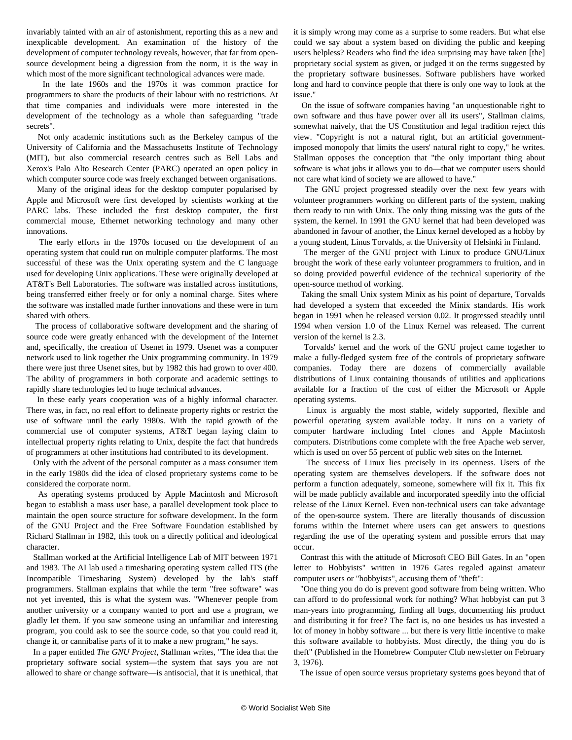invariably tainted with an air of astonishment, reporting this as a new and inexplicable development. An examination of the history of the development of computer technology reveals, however, that far from open-source development being a digression from the norm, it is the way in which most of the more significant technological advances were made.

In the late 1960s and the 1970s it was common practice for programmers to share the products of their labour with no restrictions. At that time companies and individuals were more interested in the development of the technology as a whole than safeguarding "trade secrets".

Not only academic institutions such as the Berkeley campus of the University of California and the Massachusetts Institute of Technology (MIT), but also commercial research centres such as Bell Labs and Xerox's Palo Alto Research Center (PARC) operated an open policy in which computer source code was freely exchanged between organisations.

Many of the original ideas for the desktop computer popularised by Apple and Microsoft were first developed by scientists working at the PARC labs. These included the first desktop computer, the first commercial mouse, Ethernet networking technology and many other innovations.

The early efforts in the 1970s focused on the development of an operating system that could run on multiple computer platforms. The most successful of these was the Unix operating system and the C language used for developing Unix applications. These were originally developed at AT&T's Bell Laboratories. The software was installed across institutions, being transferred either freely or for only a nominal charge. Sites where the software was installed made further innovations and these were in turn shared with others.

The process of collaborative software development and the sharing of source code were greatly enhanced with the development of the Internet and, specifically, the creation of Usenet in 1979. Usenet was a computer network used to link together the Unix programming community. In 1979 there were just three Usenet sites, but by 1982 this had grown to over 400. The ability of programmers in both corporate and academic settings to rapidly share technologies led to huge technical advances.

In these early years cooperation was of a highly informal character. There was, in fact, no real effort to delineate property rights or restrict the use of software until the early 1980s. With the rapid growth of the commercial use of computer systems, AT&T began laying claim to intellectual property rights relating to Unix, despite the fact that hundreds of programmers at other institutions had contributed to its development.

Only with the advent of the personal computer as a mass consumer item in the early 1980s did the idea of closed proprietary systems come to be considered the corporate norm.

As operating systems produced by Apple Macintosh and Microsoft began to establish a mass user base, a parallel development took place to maintain the open source structure for software development. In the form of the GNU Project and the Free Software Foundation established by Richard Stallman in 1982, this took on a directly political and ideological character.

Stallman worked at the Artificial Intelligence Lab of MIT between 1971 and 1983. The AI lab used a timesharing operating system called ITS (the Incompatible Timesharing System) developed by the lab's staff programmers. Stallman explains that while the term "free software" was not yet invented, this is what the system was. "Whenever people from another university or a company wanted to port and use a program, we gladly let them. If you saw someone using an unfamiliar and interesting program, you could ask to see the source code, so that you could read it, change it, or cannibalise parts of it to make a new program," he says.

In a paper entitled *The GNU Project*, Stallman writes, "The idea that the proprietary software social system—the system that says you are not allowed to share or change software—is antisocial, that it is unethical, that it is simply wrong may come as a surprise to some readers. But what else could we say about a system based on dividing the public and keeping users helpless? Readers who find the idea surprising may have taken [the] proprietary social system as given, or judged it on the terms suggested by the proprietary software businesses. Software publishers have worked long and hard to convince people that there is only one way to look at the issue."

On the issue of software companies having "an unquestionable right to own software and thus have power over all its users", Stallman claims, somewhat naively, that the US Constitution and legal tradition reject this view. "Copyright is not a natural right, but an artificial government-imposed monopoly that limits the users' natural right to copy," he writes. Stallman opposes the conception that "the only important thing about software is what jobs it allows you to do—that we computer users should not care what kind of society we are allowed to have."

The GNU project progressed steadily over the next few years with volunteer programmers working on different parts of the system, making them ready to run with Unix. The only thing missing was the guts of the system, the kernel. In 1991 the GNU kernel that had been developed was abandoned in favour of another, the Linux kernel developed as a hobby by a young student, Linus Torvalds, at the University of Helsinki in Finland.

The merger of the GNU project with Linux to produce GNU/Linux brought the work of these early volunteer programmers to fruition, and in so doing provided powerful evidence of the technical superiority of the open-source method of working.

Taking the small Unix system Minix as his point of departure, Torvalds had developed a system that exceeded the Minix standards. His work began in 1991 when he released version 0.02. It progressed steadily until 1994 when version 1.0 of the Linux Kernel was released. The current version of the kernel is 2.3.

Torvalds' kernel and the work of the GNU project came together to make a fully-fledged system free of the controls of proprietary software companies. Today there are dozens of commercially available distributions of Linux containing thousands of utilities and applications available for a fraction of the cost of either the Microsoft or Apple operating systems.

Linux is arguably the most stable, widely supported, flexible and powerful operating system available today. It runs on a variety of computer hardware including Intel clones and Apple Macintosh computers. Distributions come complete with the free Apache web server, which is used on over 55 percent of public web sites on the Internet.

The success of Linux lies precisely in its openness. Users of the operating system are themselves developers. If the software does not perform a function adequately, someone, somewhere will fix it. This fix will be made publicly available and incorporated speedily into the official release of the Linux Kernel. Even non-technical users can take advantage of the open-source system. There are literally thousands of discussion forums within the Internet where users can get answers to questions regarding the use of the operating system and possible errors that may occur.

Contrast this with the attitude of Microsoft CEO Bill Gates. In an "open letter to Hobbyists" written in 1976 Gates regaled against amateur computer users or "hobbyists", accusing them of "theft":

"One thing you do do is prevent good software from being written. Who can afford to do professional work for nothing? What hobbyist can put 3 man-years into programming, finding all bugs, documenting his product and distributing it for free? The fact is, no one besides us has invested a lot of money in hobby software ... but there is very little incentive to make this software available to hobbyists. Most directly, the thing you do is theft" (Published in the Homebrew Computer Club newsletter on February 3, 1976).

The issue of open source versus proprietary systems goes beyond that of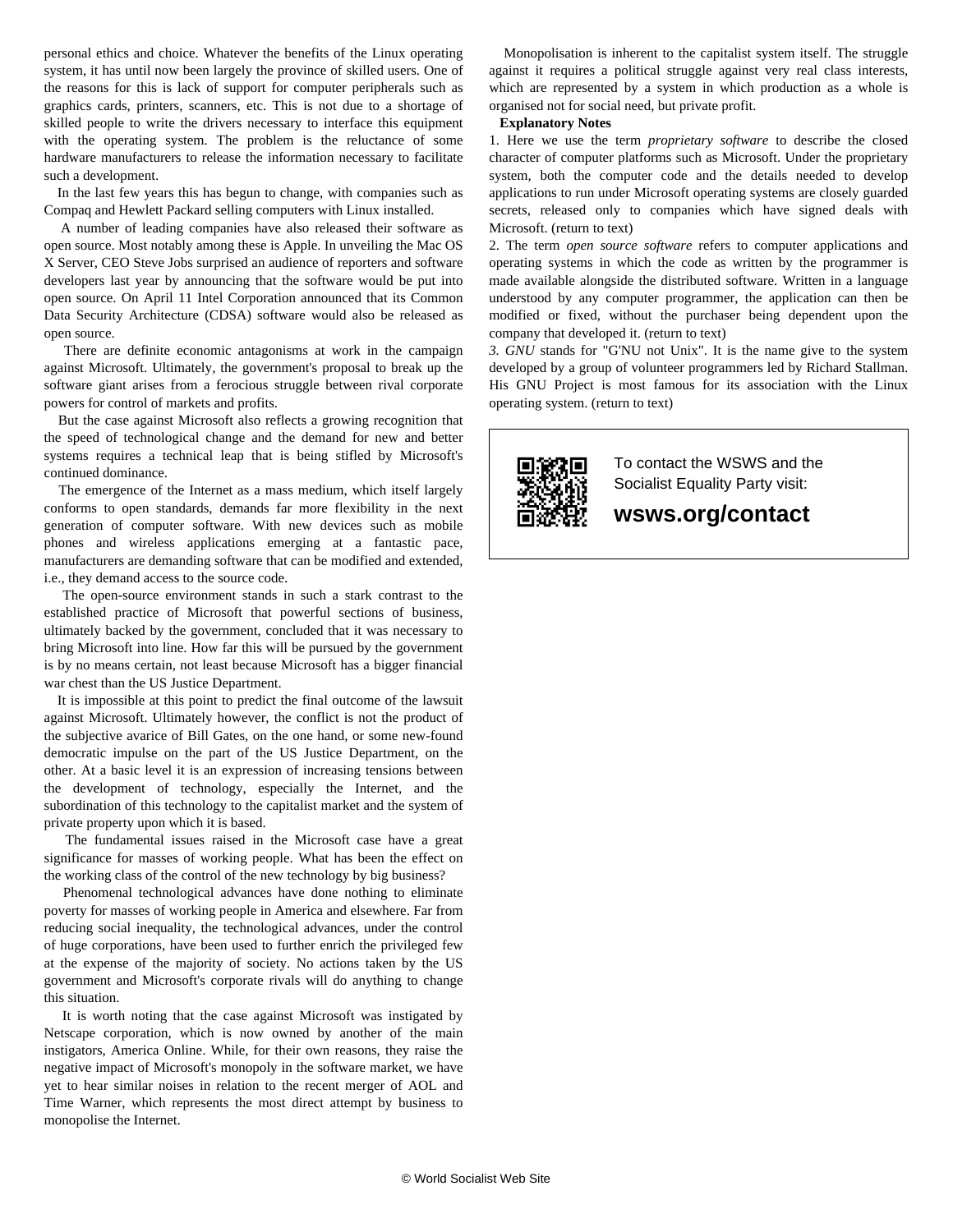personal ethics and choice. Whatever the benefits of the Linux operating system, it has until now been largely the province of skilled users. One of the reasons for this is lack of support for computer peripherals such as graphics cards, printers, scanners, etc. This is not due to a shortage of skilled people to write the drivers necessary to interface this equipment with the operating system. The problem is the reluctance of some hardware manufacturers to release the information necessary to facilitate such a development.

In the last few years this has begun to change, with companies such as Compaq and Hewlett Packard selling computers with Linux installed.

A number of leading companies have also released their software as open source. Most notably among these is Apple. In unveiling the Mac OS X Server, CEO Steve Jobs surprised an audience of reporters and software developers last year by announcing that the software would be put into open source. On April 11 Intel Corporation announced that its Common Data Security Architecture (CDSA) software would also be released as open source.

There are definite economic antagonisms at work in the campaign against Microsoft. Ultimately, the government's proposal to break up the software giant arises from a ferocious struggle between rival corporate powers for control of markets and profits.

But the case against Microsoft also reflects a growing recognition that the speed of technological change and the demand for new and better systems requires a technical leap that is being stifled by Microsoft's continued dominance.

The emergence of the Internet as a mass medium, which itself largely conforms to open standards, demands far more flexibility in the next generation of computer software. With new devices such as mobile phones and wireless applications emerging at a fantastic pace, manufacturers are demanding software that can be modified and extended, i.e., they demand access to the source code.

The open-source environment stands in such a stark contrast to the established practice of Microsoft that powerful sections of business, ultimately backed by the government, concluded that it was necessary to bring Microsoft into line. How far this will be pursued by the government is by no means certain, not least because Microsoft has a bigger financial war chest than the US Justice Department.

It is impossible at this point to predict the final outcome of the lawsuit against Microsoft. Ultimately however, the conflict is not the product of the subjective avarice of Bill Gates, on the one hand, or some new-found democratic impulse on the part of the US Justice Department, on the other. At a basic level it is an expression of increasing tensions between the development of technology, especially the Internet, and the subordination of this technology to the capitalist market and the system of private property upon which it is based.

The fundamental issues raised in the Microsoft case have a great significance for masses of working people. What has been the effect on the working class of the control of the new technology by big business?

Phenomenal technological advances have done nothing to eliminate poverty for masses of working people in America and elsewhere. Far from reducing social inequality, the technological advances, under the control of huge corporations, have been used to further enrich the privileged few at the expense of the majority of society. No actions taken by the US government and Microsoft's corporate rivals will do anything to change this situation.

It is worth noting that the case against Microsoft was instigated by Netscape corporation, which is now owned by another of the main instigators, America Online. While, for their own reasons, they raise the negative impact of Microsoft's monopoly in the software market, we have yet to hear similar noises in relation to the recent merger of AOL and Time Warner, which represents the most direct attempt by business to monopolise the Internet.

Monopolisation is inherent to the capitalist system itself. The struggle against it requires a political struggle against very real class interests, which are represented by a system in which production as a whole is organised not for social need, but private profit.

**Explanatory Notes**

1. Here we use the term *proprietary software* to describe the closed character of computer platforms such as Microsoft. Under the proprietary system, both the computer code and the details needed to develop applications to run under Microsoft operating systems are closely guarded secrets, released only to companies which have signed deals with Microsoft. (return to text)

2. The term *open source software* refers to computer applications and operating systems in which the code as written by the programmer is made available alongside the distributed software. Written in a language understood by any computer programmer, the application can then be modified or fixed, without the purchaser being dependent upon the company that developed it. (return to text)

*3. GNU* stands for "G'NU not Unix". It is the name give to the system developed by a group of volunteer programmers led by Richard Stallman. His GNU Project is most famous for its association with the Linux operating system. (return to text)

To contact the WSWS and the Socialist Equality Party visit:

**wsws.org/contact**